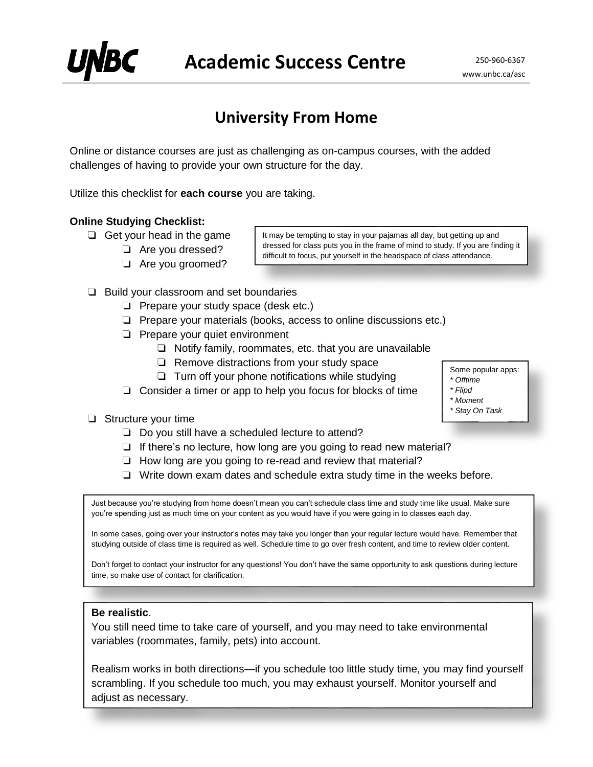**UNBC** **Academic Success Centre** 250-960-6367 www.unbc.ca/asc

# University From Home

Online or distance courses are just as challenging as on-campus courses, with the added challenges of having to provide your own structure for the day.

Utilize this checklist for **each course** you are taking.

**Online Studying Checklist:**

- ❏ Get your head in the game
  - ❏ Are you dressed?
  - ❏ Are you groomed?

> It may be tempting to stay in your pajamas all day, but getting up and dressed for class puts you in the frame of mind to study. If you are finding it difficult to focus, put yourself in the headspace of class attendance.

- ❏ Build your classroom and set boundaries
  - ❏ Prepare your study space (desk etc.)
  - ❏ Prepare your materials (books, access to online discussions etc.)
  - ❏ Prepare your quiet environment
    - ❏ Notify family, roommates, etc. that you are unavailable
    - ❏ Remove distractions from your study space
    - ❏ Turn off your phone notifications while studying
  - ❏ Consider a timer or app to help you focus for blocks of time

> Some popular apps:
> * *Offtime*
> * *Flipd*
> * *Moment*
> * *Stay On Task*

- ❏ Structure your time
  - ❏ Do you still have a scheduled lecture to attend?
  - ❏ If there's no lecture, how long are you going to read new material?
  - ❏ How long are you going to re-read and review that material?
  - ❏ Write down exam dates and schedule extra study time in the weeks before.

> Just because you're studying from home doesn't mean you can't schedule class time and study time like usual. Make sure you're spending just as much time on your content as you would have if you were going in to classes each day.
>
> In some cases, going over your instructor's notes may take you longer than your regular lecture would have. Remember that studying outside of class time is required as well. Schedule time to go over fresh content, and time to review older content.
>
> Don't forget to contact your instructor for any questions! You don't have the same opportunity to ask questions during lecture time, so make use of contact for clarification.

> **Be realistic**.
> You still need time to take care of yourself, and you may need to take environmental variables (roommates, family, pets) into account.
>
> Realism works in both directions—if you schedule too little study time, you may find yourself scrambling. If you schedule too much, you may exhaust yourself. Monitor yourself and adjust as necessary.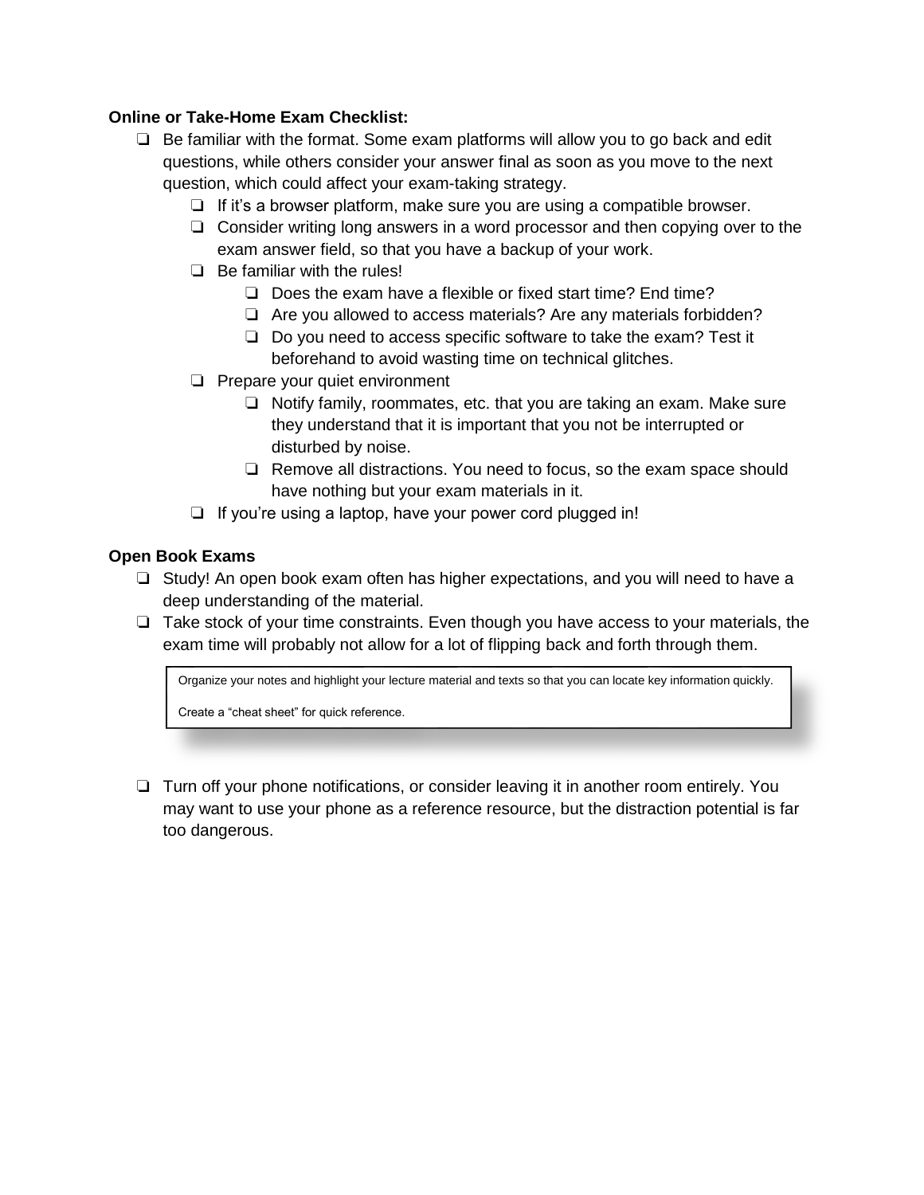**Online or Take-Home Exam Checklist:**

- ❏ Be familiar with the format. Some exam platforms will allow you to go back and edit questions, while others consider your answer final as soon as you move to the next question, which could affect your exam-taking strategy.
  - ❏ If it's a browser platform, make sure you are using a compatible browser.
  - ❏ Consider writing long answers in a word processor and then copying over to the exam answer field, so that you have a backup of your work.
  - ❏ Be familiar with the rules!
    - ❏ Does the exam have a flexible or fixed start time? End time?
    - ❏ Are you allowed to access materials? Are any materials forbidden?
    - ❏ Do you need to access specific software to take the exam? Test it beforehand to avoid wasting time on technical glitches.
  - ❏ Prepare your quiet environment
    - ❏ Notify family, roommates, etc. that you are taking an exam. Make sure they understand that it is important that you not be interrupted or disturbed by noise.
    - ❏ Remove all distractions. You need to focus, so the exam space should have nothing but your exam materials in it.
  - ❏ If you're using a laptop, have your power cord plugged in!

**Open Book Exams**

- ❏ Study! An open book exam often has higher expectations, and you will need to have a deep understanding of the material.
- ❏ Take stock of your time constraints. Even though you have access to your materials, the exam time will probably not allow for a lot of flipping back and forth through them.

> Organize your notes and highlight your lecture material and texts so that you can locate key information quickly.
>
> Create a "cheat sheet" for quick reference.

- ❏ Turn off your phone notifications, or consider leaving it in another room entirely. You may want to use your phone as a reference resource, but the distraction potential is far too dangerous.